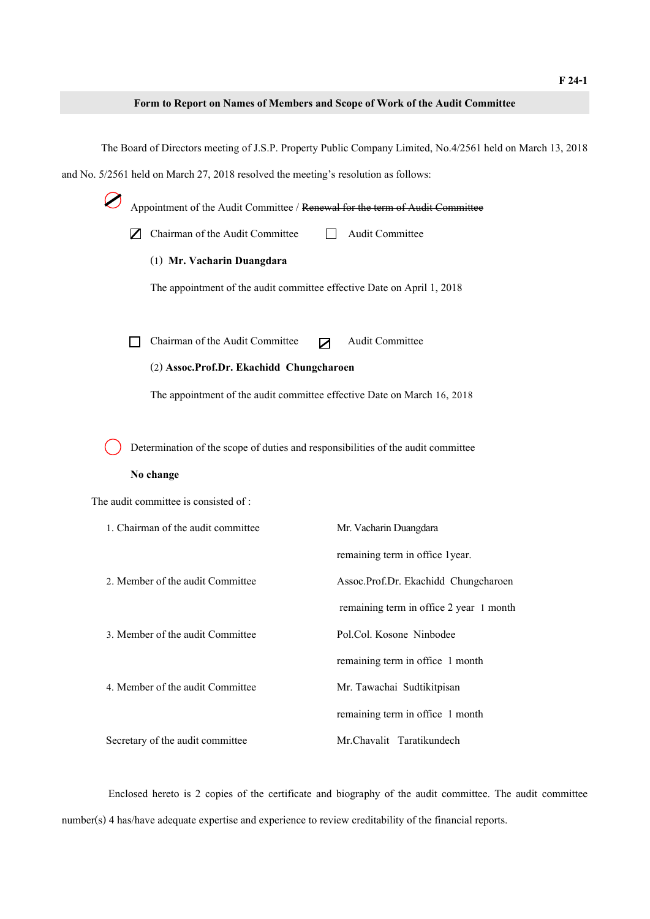F 24-1

**Form to Report on Names of Members and Scope of Work of the Audit Committee**

The Board of Directors meeting of J.S.P. Property Public Company Limited, No.4/2561 held on March 13, 2018 and No. 5/2561 held on March 27, 2018 resolved the meeting's resolution as follows:

☑ Appointment of the Audit Committee / ~~Renewal for the term of Audit Committee~~

☑ Chairman of the Audit Committee ☐ Audit Committee

(1) **Mr. Vacharin Duangdara**

The appointment of the audit committee effective Date on April 1, 2018

☐ Chairman of the Audit Committee ☑ Audit Committee

(2) **Assoc.Prof.Dr. Ekachidd Chungcharoen**

The appointment of the audit committee effective Date on March 16, 2018

○ Determination of the scope of duties and responsibilities of the audit committee

**No change**

The audit committee is consisted of :

| | |
|---|---|
| 1. Chairman of the audit committee | Mr. Vacharin Duangdara<br>remaining term in office 1year. |
| 2. Member of the audit Committee | Assoc.Prof.Dr. Ekachidd Chungcharoen<br>remaining term in office 2 year 1 month |
| 3. Member of the audit Committee | Pol.Col. Kosone Ninbodee<br>remaining term in office 1 month |
| 4. Member of the audit Committee | Mr. Tawachai Sudtikitpisan<br>remaining term in office 1 month |
| Secretary of the audit committee | Mr.Chavalit Taratikundech |

Enclosed hereto is 2 copies of the certificate and biography of the audit committee. The audit committee number(s) 4 has/have adequate expertise and experience to review creditability of the financial reports.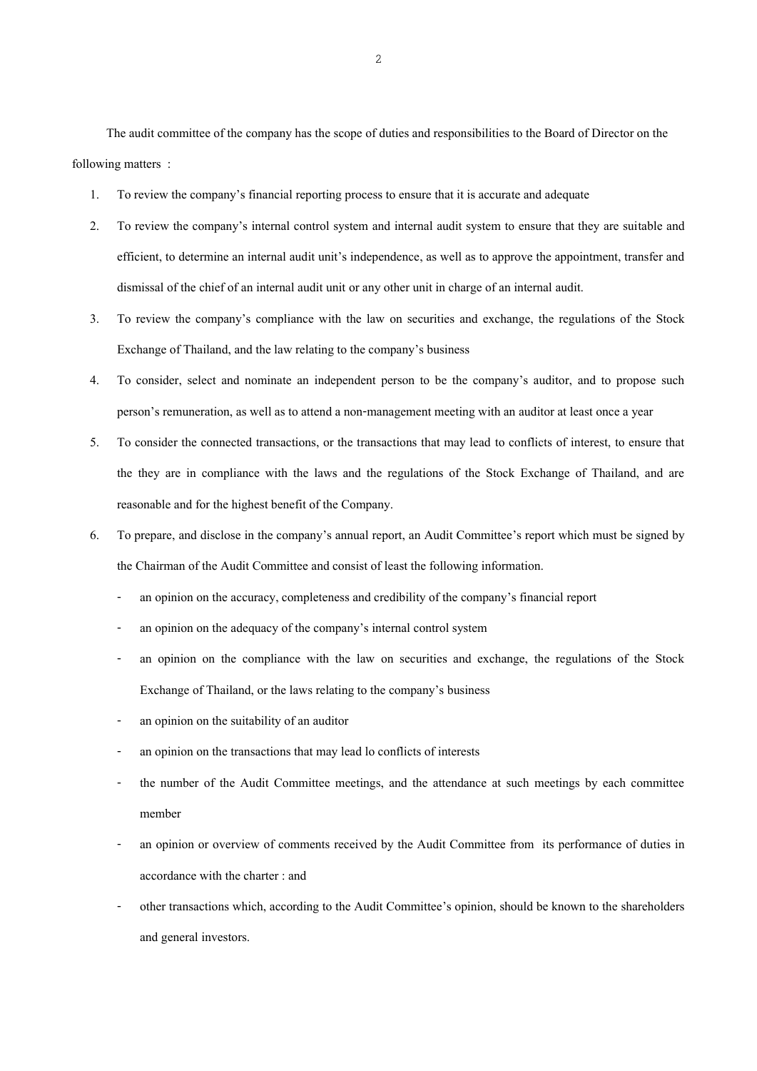The audit committee of the company has the scope of duties and responsibilities to the Board of Director on the following matters :

1. To review the company's financial reporting process to ensure that it is accurate and adequate
2. To review the company's internal control system and internal audit system to ensure that they are suitable and efficient, to determine an internal audit unit's independence, as well as to approve the appointment, transfer and dismissal of the chief of an internal audit unit or any other unit in charge of an internal audit.
3. To review the company's compliance with the law on securities and exchange, the regulations of the Stock Exchange of Thailand, and the law relating to the company's business
4. To consider, select and nominate an independent person to be the company's auditor, and to propose such person's remuneration, as well as to attend a non-management meeting with an auditor at least once a year
5. To consider the connected transactions, or the transactions that may lead to conflicts of interest, to ensure that the they are in compliance with the laws and the regulations of the Stock Exchange of Thailand, and are reasonable and for the highest benefit of the Company.
6. To prepare, and disclose in the company's annual report, an Audit Committee's report which must be signed by the Chairman of the Audit Committee and consist of least the following information.
   - an opinion on the accuracy, completeness and credibility of the company's financial report
   - an opinion on the adequacy of the company's internal control system
   - an opinion on the compliance with the law on securities and exchange, the regulations of the Stock Exchange of Thailand, or the laws relating to the company's business
   - an opinion on the suitability of an auditor
   - an opinion on the transactions that may lead lo conflicts of interests
   - the number of the Audit Committee meetings, and the attendance at such meetings by each committee member
   - an opinion or overview of comments received by the Audit Committee from its performance of duties in accordance with the charter : and
   - other transactions which, according to the Audit Committee's opinion, should be known to the shareholders and general investors.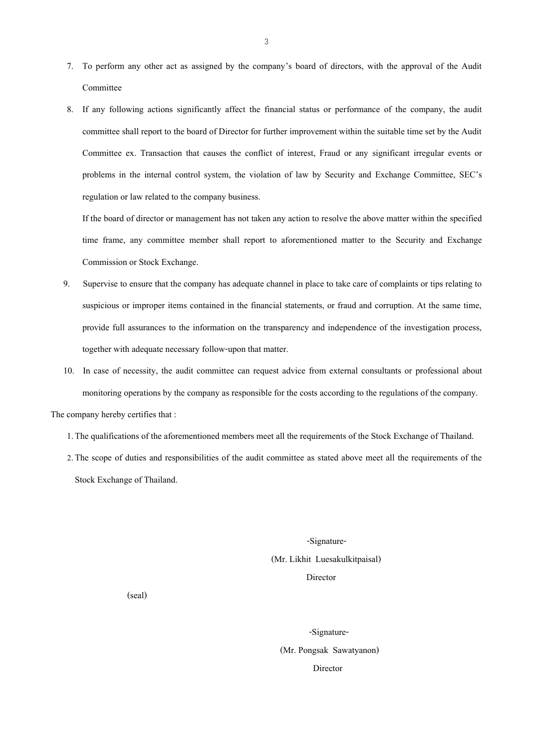7. To perform any other act as assigned by the company's board of directors, with the approval of the Audit Committee

8. If any following actions significantly affect the financial status or performance of the company, the audit committee shall report to the board of Director for further improvement within the suitable time set by the Audit Committee ex. Transaction that causes the conflict of interest, Fraud or any significant irregular events or problems in the internal control system, the violation of law by Security and Exchange Committee, SEC's regulation or law related to the company business.

   If the board of director or management has not taken any action to resolve the above matter within the specified time frame, any committee member shall report to aforementioned matter to the Security and Exchange Commission or Stock Exchange.

9. Supervise to ensure that the company has adequate channel in place to take care of complaints or tips relating to suspicious or improper items contained in the financial statements, or fraud and corruption. At the same time, provide full assurances to the information on the transparency and independence of the investigation process, together with adequate necessary follow-upon that matter.

10. In case of necessity, the audit committee can request advice from external consultants or professional about monitoring operations by the company as responsible for the costs according to the regulations of the company.

The company hereby certifies that :

1. The qualifications of the aforementioned members meet all the requirements of the Stock Exchange of Thailand.
2. The scope of duties and responsibilities of the audit committee as stated above meet all the requirements of the Stock Exchange of Thailand.

-Signature-

(Mr. Likhit Luesakulkitpaisal)

Director

(seal)

-Signature-

(Mr. Pongsak Sawatyanon)

Director